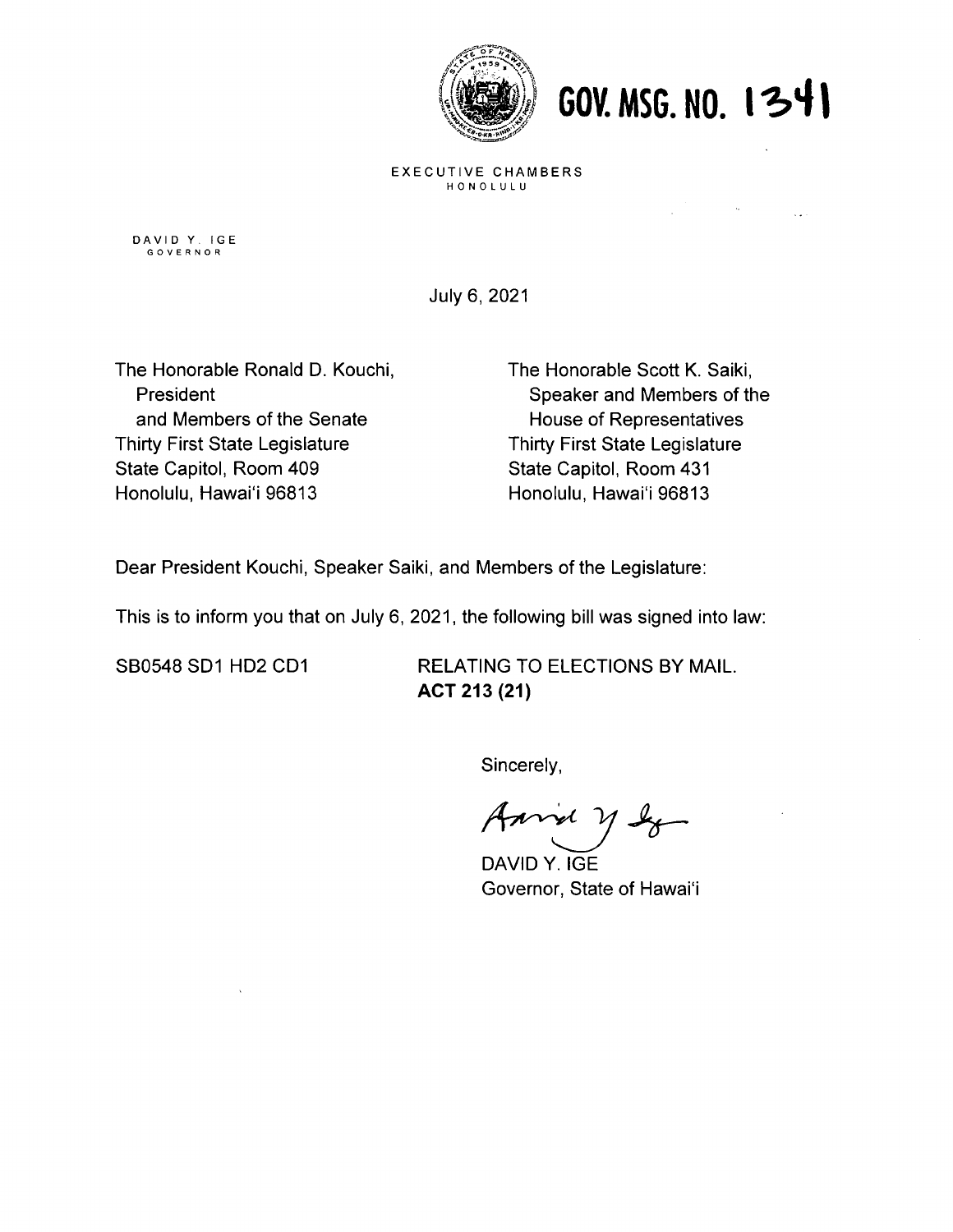# GOV. MSG. NO. 1341

EXECUTIVE CHAMBERS
HONOLULU

DAVID Y. IGE
GOVERNOR

July 6, 2021

The Honorable Ronald D. Kouchi,
President
and Members of the Senate
Thirty First State Legislature
State Capitol, Room 409
Honolulu, Hawai'i 96813

The Honorable Scott K. Saiki,
Speaker and Members of the
House of Representatives
Thirty First State Legislature
State Capitol, Room 431
Honolulu, Hawai'i 96813

Dear President Kouchi, Speaker Saiki, and Members of the Legislature:

This is to inform you that on July 6, 2021, the following bill was signed into law:

SB0548 SD1 HD2 CD1 RELATING TO ELECTIONS BY MAIL.
**ACT 213 (21)**

Sincerely,

DAVID Y. IGE
Governor, State of Hawai'i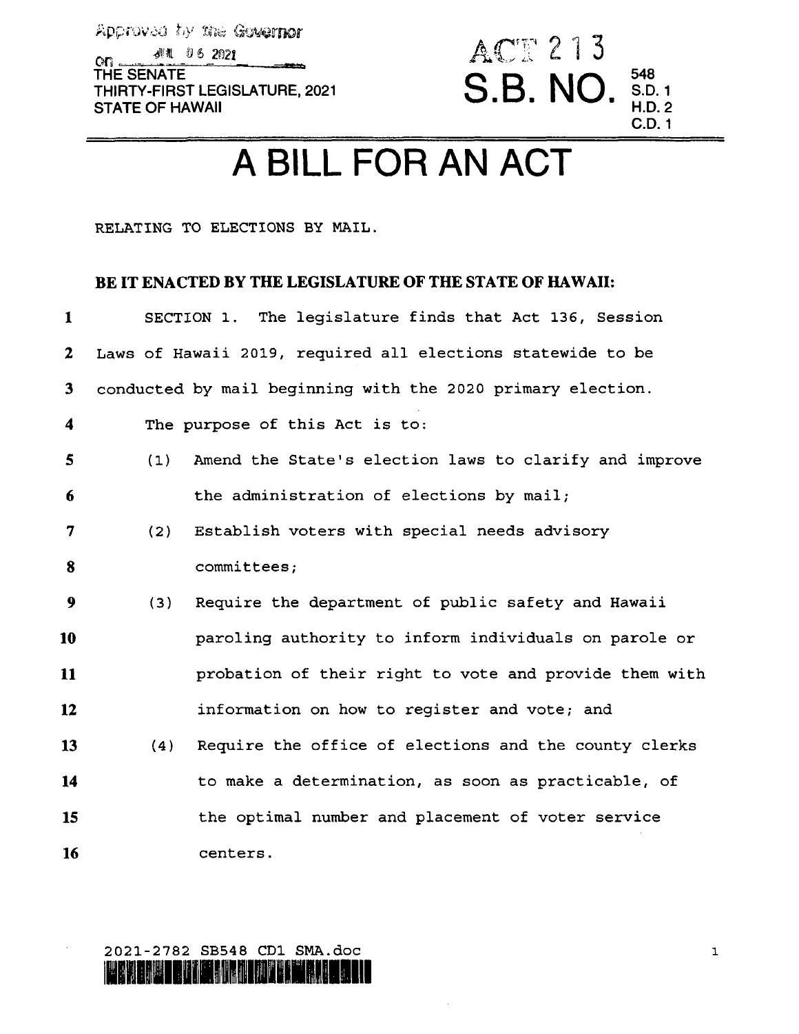Approved by the Governor

on JUL 06 2021

THE SENATE
THIRTY-FIRST LEGISLATURE, 2021
STATE OF HAWAII

ACT 213

S.B. NO. 548 S.D. 1 H.D. 2 C.D. 1

# A BILL FOR AN ACT

RELATING TO ELECTIONS BY MAIL.

**BE IT ENACTED BY THE LEGISLATURE OF THE STATE OF HAWAII:**

SECTION 1. The legislature finds that Act 136, Session Laws of Hawaii 2019, required all elections statewide to be conducted by mail beginning with the 2020 primary election.

The purpose of this Act is to:

(1) Amend the State's election laws to clarify and improve the administration of elections by mail;

(2) Establish voters with special needs advisory committees;

(3) Require the department of public safety and Hawaii paroling authority to inform individuals on parole or probation of their right to vote and provide them with information on how to register and vote; and

(4) Require the office of elections and the county clerks to make a determination, as soon as practicable, of the optimal number and placement of voter service centers.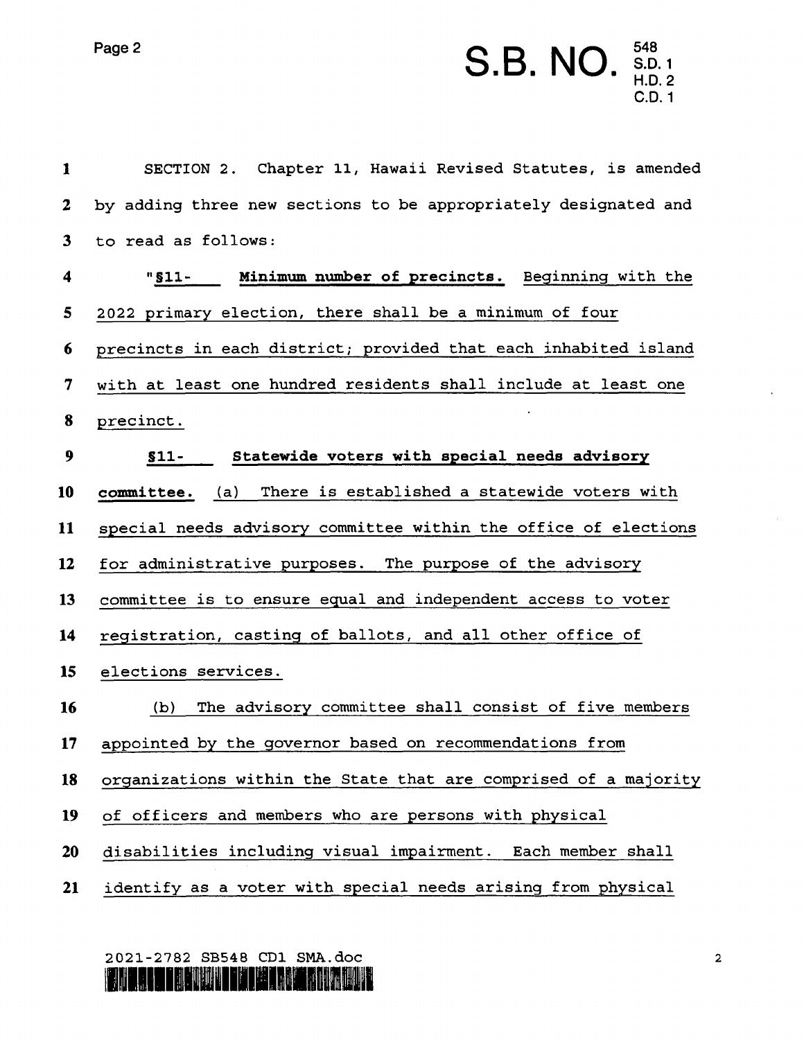SECTION 2. Chapter 11, Hawaii Revised Statutes, is amended by adding three new sections to be appropriately designated and to read as follows:

"**§11- Minimum number of precincts.** Beginning with the 2022 primary election, there shall be a minimum of four precincts in each district; provided that each inhabited island with at least one hundred residents shall include at least one precinct.

**§11- Statewide voters with special needs advisory committee.** (a) There is established a statewide voters with special needs advisory committee within the office of elections for administrative purposes. The purpose of the advisory committee is to ensure equal and independent access to voter registration, casting of ballots, and all other office of elections services.

(b) The advisory committee shall consist of five members appointed by the governor based on recommendations from organizations within the State that are comprised of a majority of officers and members who are persons with physical disabilities including visual impairment. Each member shall identify as a voter with special needs arising from physical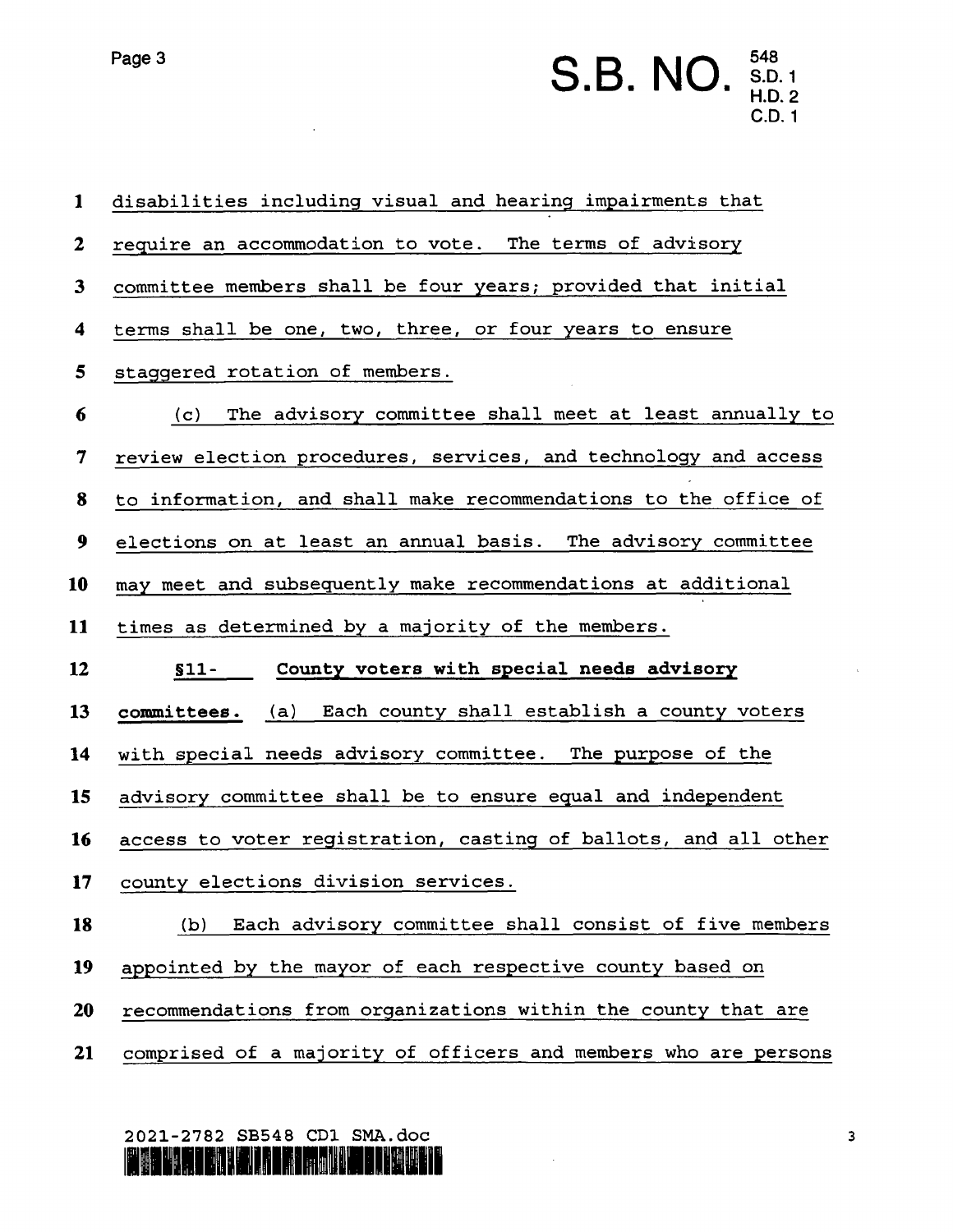disabilities including visual and hearing impairments that require an accommodation to vote. The terms of advisory committee members shall be four years; provided that initial terms shall be one, two, three, or four years to ensure staggered rotation of members.

(c) The advisory committee shall meet at least annually to review election procedures, services, and technology and access to information, and shall make recommendations to the office of elections on at least an annual basis. The advisory committee may meet and subsequently make recommendations at additional times as determined by a majority of the members.

**§11- County voters with special needs advisory committees.** (a) Each county shall establish a county voters with special needs advisory committee. The purpose of the advisory committee shall be to ensure equal and independent access to voter registration, casting of ballots, and all other county elections division services.

(b) Each advisory committee shall consist of five members appointed by the mayor of each respective county based on recommendations from organizations within the county that are comprised of a majority of officers and members who are persons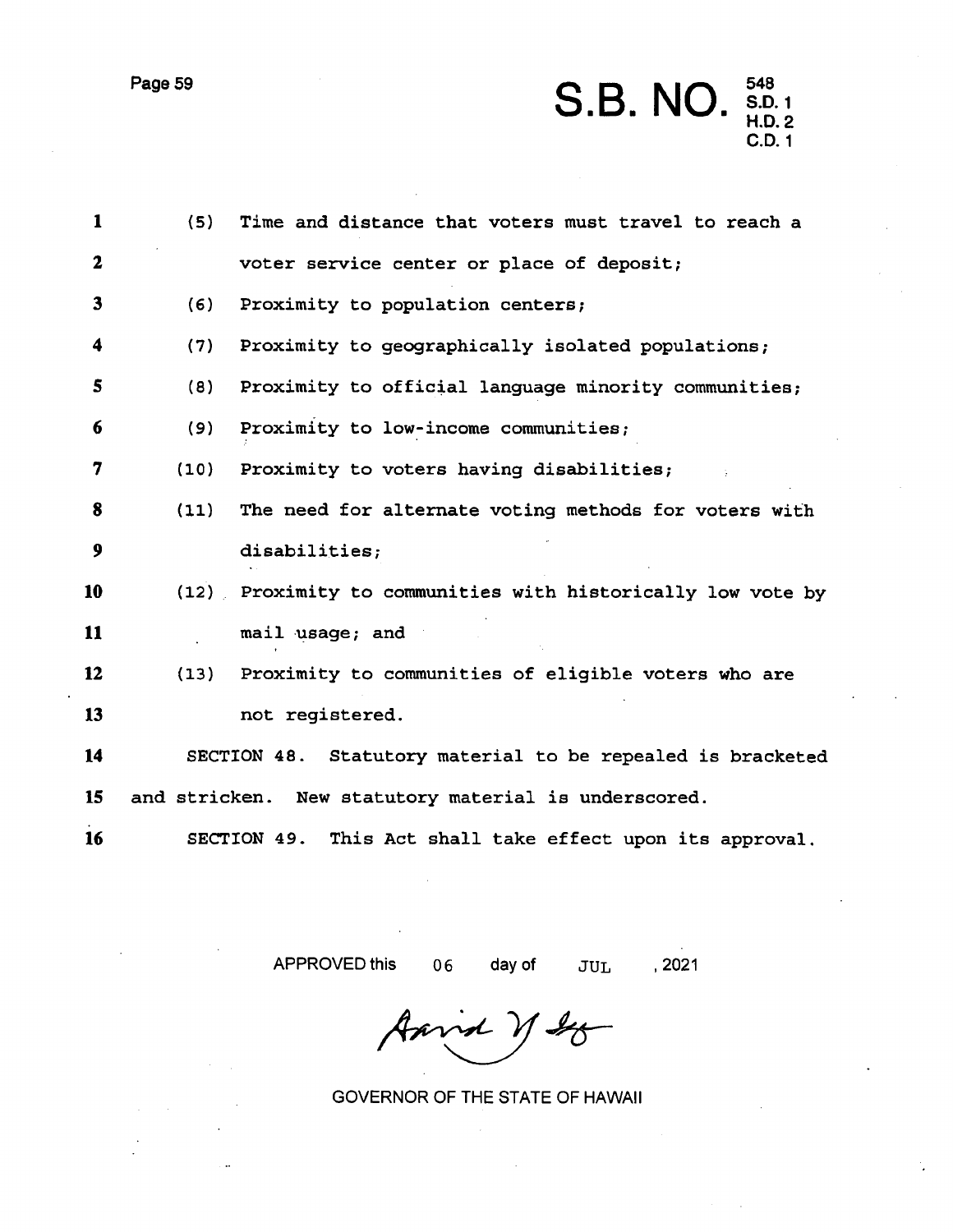(5) Time and distance that voters must travel to reach a voter service center or place of deposit;

(6) Proximity to population centers;

(7) Proximity to geographically isolated populations;

(8) Proximity to official language minority communities;

(9) Proximity to low-income communities;

(10) Proximity to voters having disabilities;

(11) The need for alternate voting methods for voters with disabilities;

(12) Proximity to communities with historically low vote by mail usage; and

(13) Proximity to communities of eligible voters who are not registered.

SECTION 48. Statutory material to be repealed is bracketed and stricken. New statutory material is underscored.

SECTION 49. This Act shall take effect upon its approval.

APPROVED this 06 day of JUL , 2021

GOVERNOR OF THE STATE OF HAWAII